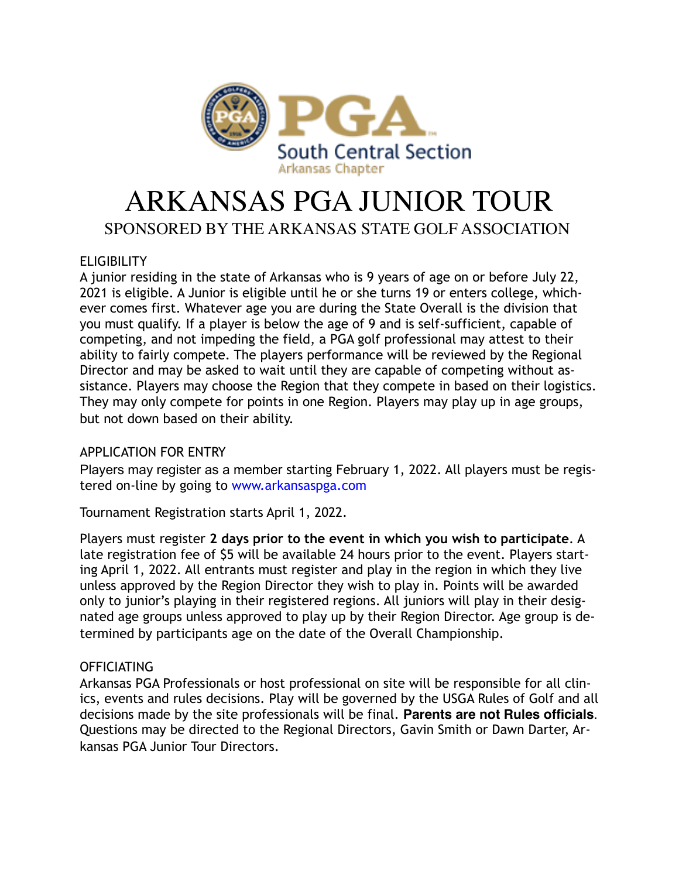PGA South Central Section Arkansas Chapter

# ARKANSAS PGA JUNIOR TOUR

## SPONSORED BY THE ARKANSAS STATE GOLF ASSOCIATION

### ELIGIBILITY

A junior residing in the state of Arkansas who is 9 years of age on or before July 22, 2021 is eligible. A Junior is eligible until he or she turns 19 or enters college, whichever comes first. Whatever age you are during the State Overall is the division that you must qualify. If a player is below the age of 9 and is self-sufficient, capable of competing, and not impeding the field, a PGA golf professional may attest to their ability to fairly compete. The players performance will be reviewed by the Regional Director and may be asked to wait until they are capable of competing without assistance. Players may choose the Region that they compete in based on their logistics. They may only compete for points in one Region. Players may play up in age groups, but not down based on their ability.

### APPLICATION FOR ENTRY

Players may register as a member starting February 1, 2022. All players must be registered on-line by going to www.arkansaspga.com

Tournament Registration starts April 1, 2022.

Players must register **2 days prior to the event in which you wish to participate**. A late registration fee of $5 will be available 24 hours prior to the event. Players starting April 1, 2022. All entrants must register and play in the region in which they live unless approved by the Region Director they wish to play in. Points will be awarded only to junior's playing in their registered regions. All juniors will play in their designated age groups unless approved to play up by their Region Director. Age group is determined by participants age on the date of the Overall Championship.

### OFFICIATING

Arkansas PGA Professionals or host professional on site will be responsible for all clinics, events and rules decisions. Play will be governed by the USGA Rules of Golf and all decisions made by the site professionals will be final. **Parents are not Rules officials**. Questions may be directed to the Regional Directors, Gavin Smith or Dawn Darter, Arkansas PGA Junior Tour Directors.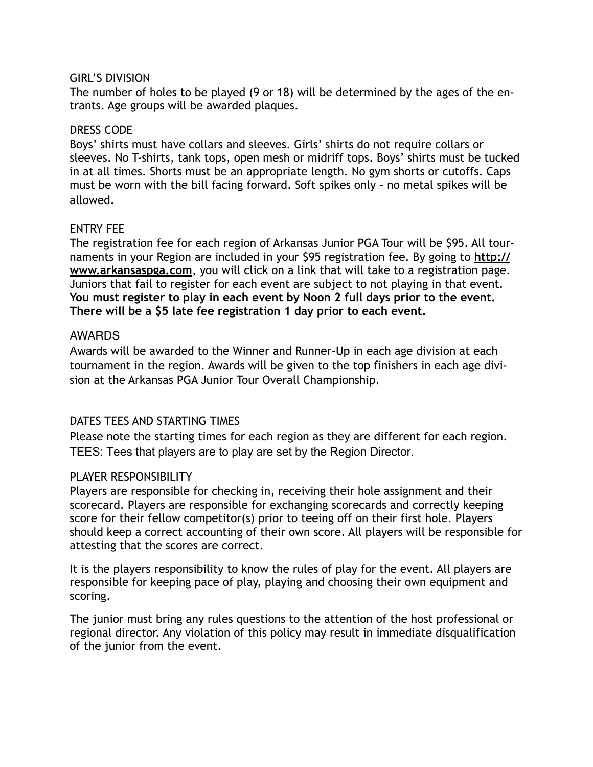## GIRL'S DIVISION

The number of holes to be played (9 or 18) will be determined by the ages of the entrants. Age groups will be awarded plaques.

## DRESS CODE

Boys' shirts must have collars and sleeves. Girls' shirts do not require collars or sleeves. No T-shirts, tank tops, open mesh or midriff tops. Boys' shirts must be tucked in at all times. Shorts must be an appropriate length. No gym shorts or cutoffs. Caps must be worn with the bill facing forward. Soft spikes only – no metal spikes will be allowed.

## ENTRY FEE

The registration fee for each region of Arkansas Junior PGA Tour will be $95. All tournaments in your Region are included in your $95 registration fee. By going to **http://www.arkansaspga.com**, you will click on a link that will take to a registration page. Juniors that fail to register for each event are subject to not playing in that event. **You must register to play in each event by Noon 2 full days prior to the event. There will be a $5 late fee registration 1 day prior to each event.**

## AWARDS

Awards will be awarded to the Winner and Runner-Up in each age division at each tournament in the region. Awards will be given to the top finishers in each age division at the Arkansas PGA Junior Tour Overall Championship.

## DATES TEES AND STARTING TIMES

Please note the starting times for each region as they are different for each region.
TEES: Tees that players are to play are set by the Region Director.

## PLAYER RESPONSIBILITY

Players are responsible for checking in, receiving their hole assignment and their scorecard. Players are responsible for exchanging scorecards and correctly keeping score for their fellow competitor(s) prior to teeing off on their first hole. Players should keep a correct accounting of their own score. All players will be responsible for attesting that the scores are correct.

It is the players responsibility to know the rules of play for the event. All players are responsible for keeping pace of play, playing and choosing their own equipment and scoring.

The junior must bring any rules questions to the attention of the host professional or regional director. Any violation of this policy may result in immediate disqualification of the junior from the event.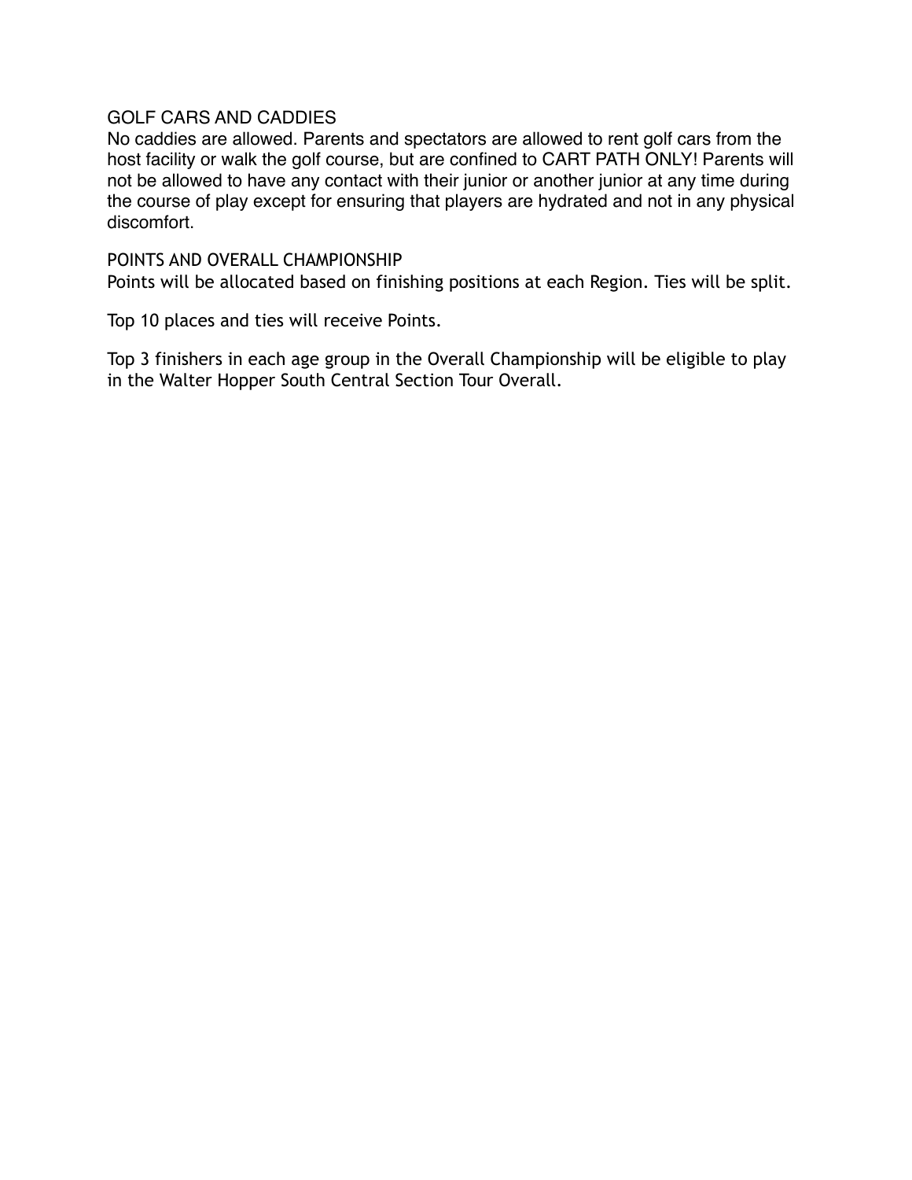## GOLF CARS AND CADDIES

No caddies are allowed. Parents and spectators are allowed to rent golf cars from the host facility or walk the golf course, but are confined to CART PATH ONLY! Parents will not be allowed to have any contact with their junior or another junior at any time during the course of play except for ensuring that players are hydrated and not in any physical discomfort.

## POINTS AND OVERALL CHAMPIONSHIP

Points will be allocated based on finishing positions at each Region. Ties will be split.

Top 10 places and ties will receive Points.

Top 3 finishers in each age group in the Overall Championship will be eligible to play in the Walter Hopper South Central Section Tour Overall.